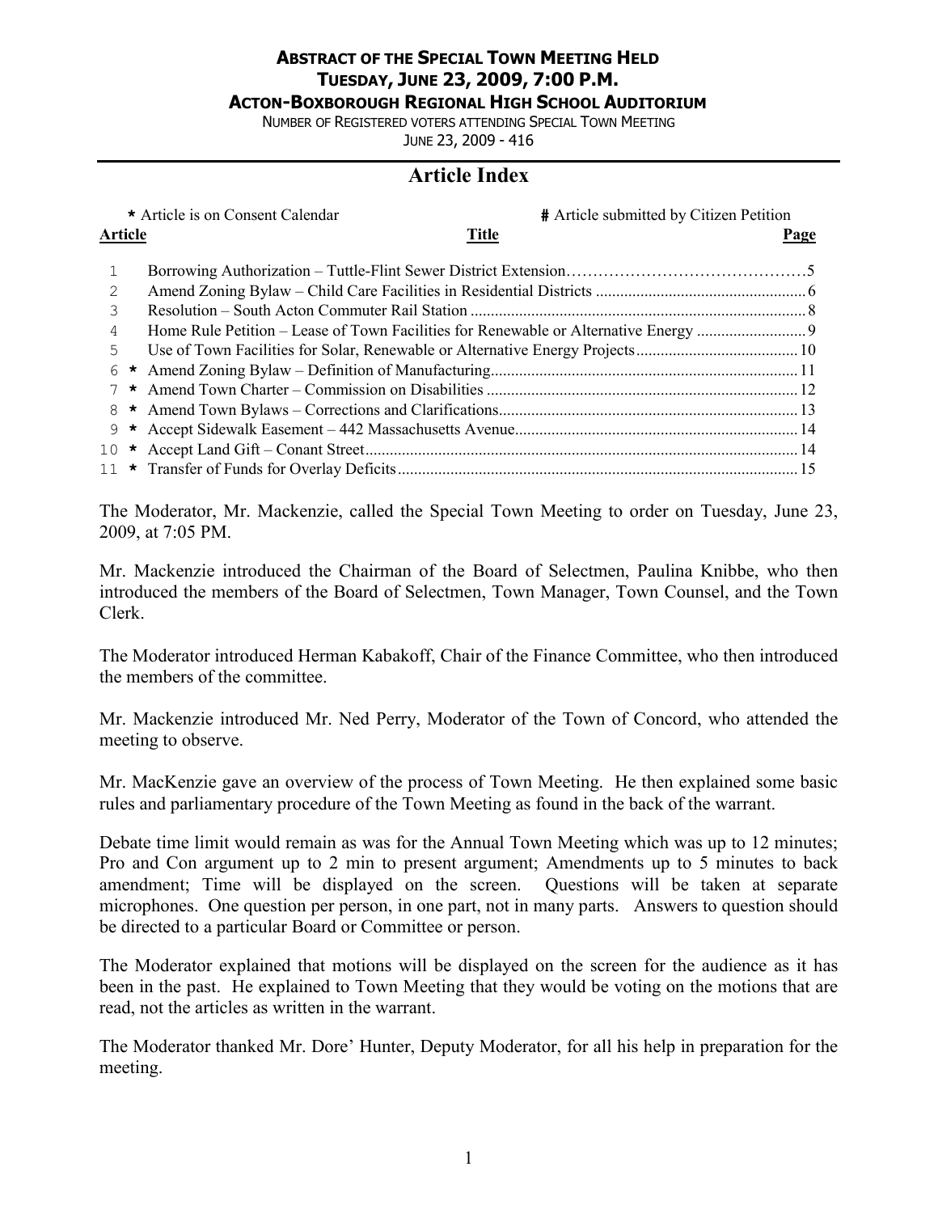# ABSTRACT OF THE SPECIAL TOWN MEETING HELD
## TUESDAY, JUNE 23, 2009, 7:00 P.M.
### ACTON-BOXBOROUGH REGIONAL HIGH SCHOOL AUDITORIUM

NUMBER OF REGISTERED VOTERS ATTENDING SPECIAL TOWN MEETING
JUNE 23, 2009 - 416

## Article Index

* Article is on Consent Calendar — # Article submitted by Citizen Petition

| Article | | Title | Page |
|---|---|---|---|
| 1 | | Borrowing Authorization – Tuttle-Flint Sewer District Extension | 5 |
| 2 | | Amend Zoning Bylaw – Child Care Facilities in Residential Districts | 6 |
| 3 | | Resolution – South Acton Commuter Rail Station | 8 |
| 4 | | Home Rule Petition – Lease of Town Facilities for Renewable or Alternative Energy | 9 |
| 5 | | Use of Town Facilities for Solar, Renewable or Alternative Energy Projects | 10 |
| 6 | * | Amend Zoning Bylaw – Definition of Manufacturing | 11 |
| 7 | * | Amend Town Charter – Commission on Disabilities | 12 |
| 8 | * | Amend Town Bylaws – Corrections and Clarifications | 13 |
| 9 | * | Accept Sidewalk Easement – 442 Massachusetts Avenue | 14 |
| 10 | * | Accept Land Gift – Conant Street | 14 |
| 11 | * | Transfer of Funds for Overlay Deficits | 15 |

The Moderator, Mr. Mackenzie, called the Special Town Meeting to order on Tuesday, June 23, 2009, at 7:05 PM.

Mr. Mackenzie introduced the Chairman of the Board of Selectmen, Paulina Knibbe, who then introduced the members of the Board of Selectmen, Town Manager, Town Counsel, and the Town Clerk.

The Moderator introduced Herman Kabakoff, Chair of the Finance Committee, who then introduced the members of the committee.

Mr. Mackenzie introduced Mr. Ned Perry, Moderator of the Town of Concord, who attended the meeting to observe.

Mr. MacKenzie gave an overview of the process of Town Meeting. He then explained some basic rules and parliamentary procedure of the Town Meeting as found in the back of the warrant.

Debate time limit would remain as was for the Annual Town Meeting which was up to 12 minutes; Pro and Con argument up to 2 min to present argument; Amendments up to 5 minutes to back amendment; Time will be displayed on the screen. Questions will be taken at separate microphones. One question per person, in one part, not in many parts. Answers to question should be directed to a particular Board or Committee or person.

The Moderator explained that motions will be displayed on the screen for the audience as it has been in the past. He explained to Town Meeting that they would be voting on the motions that are read, not the articles as written in the warrant.

The Moderator thanked Mr. Dore' Hunter, Deputy Moderator, for all his help in preparation for the meeting.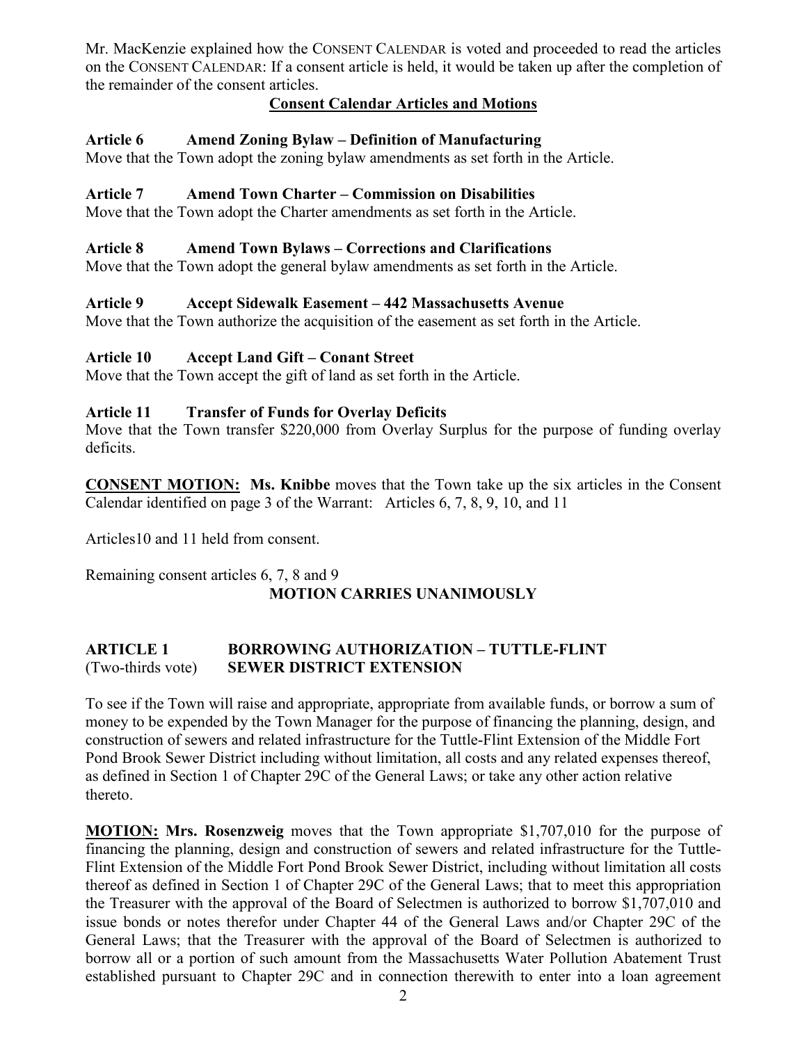Mr. MacKenzie explained how the CONSENT CALENDAR is voted and proceeded to read the articles on the CONSENT CALENDAR: If a consent article is held, it would be taken up after the completion of the remainder of the consent articles.

**Consent Calendar Articles and Motions**

**Article 6 Amend Zoning Bylaw – Definition of Manufacturing**
Move that the Town adopt the zoning bylaw amendments as set forth in the Article.

**Article 7 Amend Town Charter – Commission on Disabilities**
Move that the Town adopt the Charter amendments as set forth in the Article.

**Article 8 Amend Town Bylaws – Corrections and Clarifications**
Move that the Town adopt the general bylaw amendments as set forth in the Article.

**Article 9 Accept Sidewalk Easement – 442 Massachusetts Avenue**
Move that the Town authorize the acquisition of the easement as set forth in the Article.

**Article 10 Accept Land Gift – Conant Street**
Move that the Town accept the gift of land as set forth in the Article.

**Article 11 Transfer of Funds for Overlay Deficits**
Move that the Town transfer $220,000 from Overlay Surplus for the purpose of funding overlay deficits.

**CONSENT MOTION: Ms. Knibbe** moves that the Town take up the six articles in the Consent Calendar identified on page 3 of the Warrant: Articles 6, 7, 8, 9, 10, and 11

Articles10 and 11 held from consent.

Remaining consent articles 6, 7, 8 and 9

**MOTION CARRIES UNANIMOUSLY**

**ARTICLE 1 BORROWING AUTHORIZATION – TUTTLE-FLINT**
(Two-thirds vote) **SEWER DISTRICT EXTENSION**

To see if the Town will raise and appropriate, appropriate from available funds, or borrow a sum of money to be expended by the Town Manager for the purpose of financing the planning, design, and construction of sewers and related infrastructure for the Tuttle-Flint Extension of the Middle Fort Pond Brook Sewer District including without limitation, all costs and any related expenses thereof, as defined in Section 1 of Chapter 29C of the General Laws; or take any other action relative thereto.

**MOTION: Mrs. Rosenzweig** moves that the Town appropriate $1,707,010 for the purpose of financing the planning, design and construction of sewers and related infrastructure for the Tuttle-Flint Extension of the Middle Fort Pond Brook Sewer District, including without limitation all costs thereof as defined in Section 1 of Chapter 29C of the General Laws; that to meet this appropriation the Treasurer with the approval of the Board of Selectmen is authorized to borrow $1,707,010 and issue bonds or notes therefor under Chapter 44 of the General Laws and/or Chapter 29C of the General Laws; that the Treasurer with the approval of the Board of Selectmen is authorized to borrow all or a portion of such amount from the Massachusetts Water Pollution Abatement Trust established pursuant to Chapter 29C and in connection therewith to enter into a loan agreement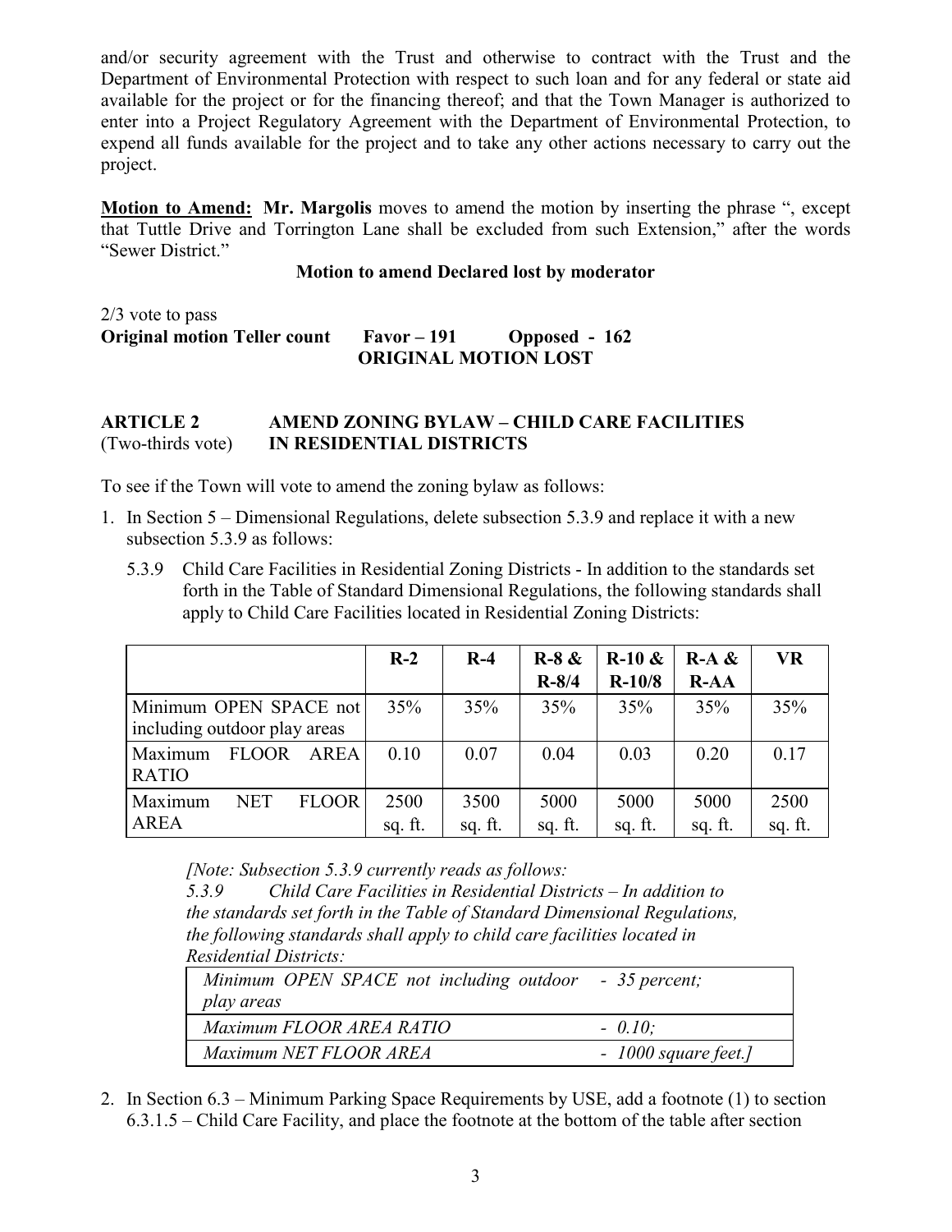and/or security agreement with the Trust and otherwise to contract with the Trust and the Department of Environmental Protection with respect to such loan and for any federal or state aid available for the project or for the financing thereof; and that the Town Manager is authorized to enter into a Project Regulatory Agreement with the Department of Environmental Protection, to expend all funds available for the project and to take any other actions necessary to carry out the project.

**Motion to Amend:** **Mr. Margolis** moves to amend the motion by inserting the phrase ", except that Tuttle Drive and Torrington Lane shall be excluded from such Extension," after the words "Sewer District."

**Motion to amend Declared lost by moderator**

2/3 vote to pass
**Original motion Teller count Favor – 191 Opposed - 162**
**ORIGINAL MOTION LOST**

**ARTICLE 2 AMEND ZONING BYLAW – CHILD CARE FACILITIES**
(Two-thirds vote) **IN RESIDENTIAL DISTRICTS**

To see if the Town will vote to amend the zoning bylaw as follows:

1. In Section 5 – Dimensional Regulations, delete subsection 5.3.9 and replace it with a new subsection 5.3.9 as follows:

   5.3.9 Child Care Facilities in Residential Zoning Districts - In addition to the standards set forth in the Table of Standard Dimensional Regulations, the following standards shall apply to Child Care Facilities located in Residential Zoning Districts:

| | R-2 | R-4 | R-8 & R-8/4 | R-10 & R-10/8 | R-A & R-AA | VR |
|---|---|---|---|---|---|---|
| Minimum OPEN SPACE not including outdoor play areas | 35% | 35% | 35% | 35% | 35% | 35% |
| Maximum FLOOR AREA RATIO | 0.10 | 0.07 | 0.04 | 0.03 | 0.20 | 0.17 |
| Maximum NET FLOOR AREA | 2500 sq. ft. | 3500 sq. ft. | 5000 sq. ft. | 5000 sq. ft. | 5000 sq. ft. | 2500 sq. ft. |

   *[Note: Subsection 5.3.9 currently reads as follows:*
   *5.3.9 Child Care Facilities in Residential Districts – In addition to the standards set forth in the Table of Standard Dimensional Regulations, the following standards shall apply to child care facilities located in Residential Districts:*

| | |
|---|---|
| *Minimum OPEN SPACE not including outdoor play areas* | *- 35 percent;* |
| *Maximum FLOOR AREA RATIO* | *- 0.10;* |
| *Maximum NET FLOOR AREA* | *- 1000 square feet.]* |

2. In Section 6.3 – Minimum Parking Space Requirements by USE, add a footnote (1) to section 6.3.1.5 – Child Care Facility, and place the footnote at the bottom of the table after section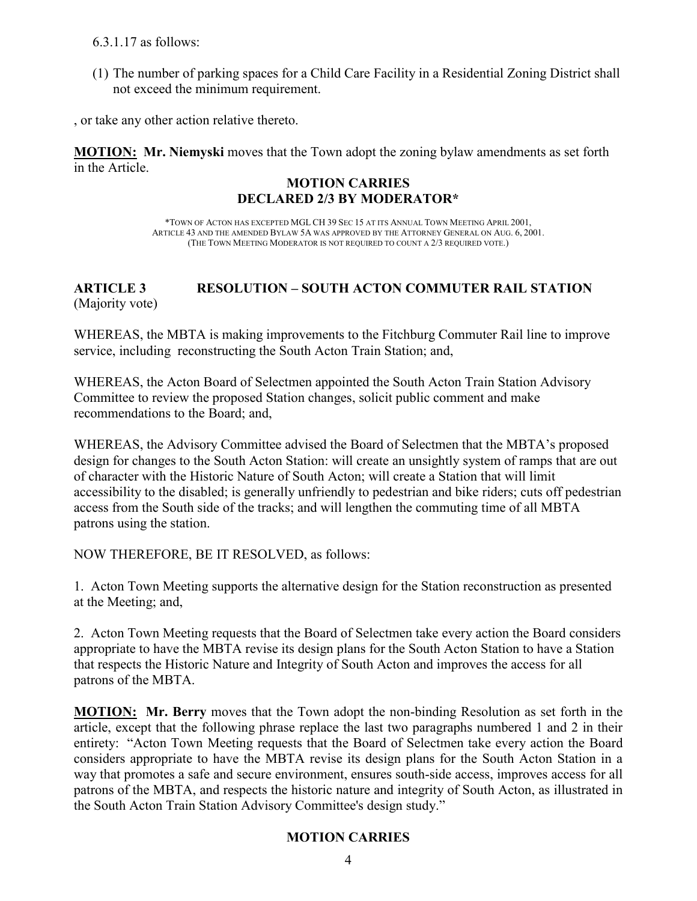6.3.1.17 as follows:

(1) The number of parking spaces for a Child Care Facility in a Residential Zoning District shall not exceed the minimum requirement.

, or take any other action relative thereto.

**MOTION: Mr. Niemyski** moves that the Town adopt the zoning bylaw amendments as set forth in the Article.

**MOTION CARRIES**
**DECLARED 2/3 BY MODERATOR***

*TOWN OF ACTON HAS EXCEPTED MGL CH 39 SEC 15 AT ITS ANNUAL TOWN MEETING APRIL 2001, ARTICLE 43 AND THE AMENDED BYLAW 5A WAS APPROVED BY THE ATTORNEY GENERAL ON AUG. 6, 2001. (THE TOWN MEETING MODERATOR IS NOT REQUIRED TO COUNT A 2/3 REQUIRED VOTE.)

## ARTICLE 3 RESOLUTION – SOUTH ACTON COMMUTER RAIL STATION

(Majority vote)

WHEREAS, the MBTA is making improvements to the Fitchburg Commuter Rail line to improve service, including reconstructing the South Acton Train Station; and,

WHEREAS, the Acton Board of Selectmen appointed the South Acton Train Station Advisory Committee to review the proposed Station changes, solicit public comment and make recommendations to the Board; and,

WHEREAS, the Advisory Committee advised the Board of Selectmen that the MBTA's proposed design for changes to the South Acton Station: will create an unsightly system of ramps that are out of character with the Historic Nature of South Acton; will create a Station that will limit accessibility to the disabled; is generally unfriendly to pedestrian and bike riders; cuts off pedestrian access from the South side of the tracks; and will lengthen the commuting time of all MBTA patrons using the station.

NOW THEREFORE, BE IT RESOLVED, as follows:

1. Acton Town Meeting supports the alternative design for the Station reconstruction as presented at the Meeting; and,

2. Acton Town Meeting requests that the Board of Selectmen take every action the Board considers appropriate to have the MBTA revise its design plans for the South Acton Station to have a Station that respects the Historic Nature and Integrity of South Acton and improves the access for all patrons of the MBTA.

**MOTION: Mr. Berry** moves that the Town adopt the non-binding Resolution as set forth in the article, except that the following phrase replace the last two paragraphs numbered 1 and 2 in their entirety: "Acton Town Meeting requests that the Board of Selectmen take every action the Board considers appropriate to have the MBTA revise its design plans for the South Acton Station in a way that promotes a safe and secure environment, ensures south-side access, improves access for all patrons of the MBTA, and respects the historic nature and integrity of South Acton, as illustrated in the South Acton Train Station Advisory Committee's design study."

**MOTION CARRIES**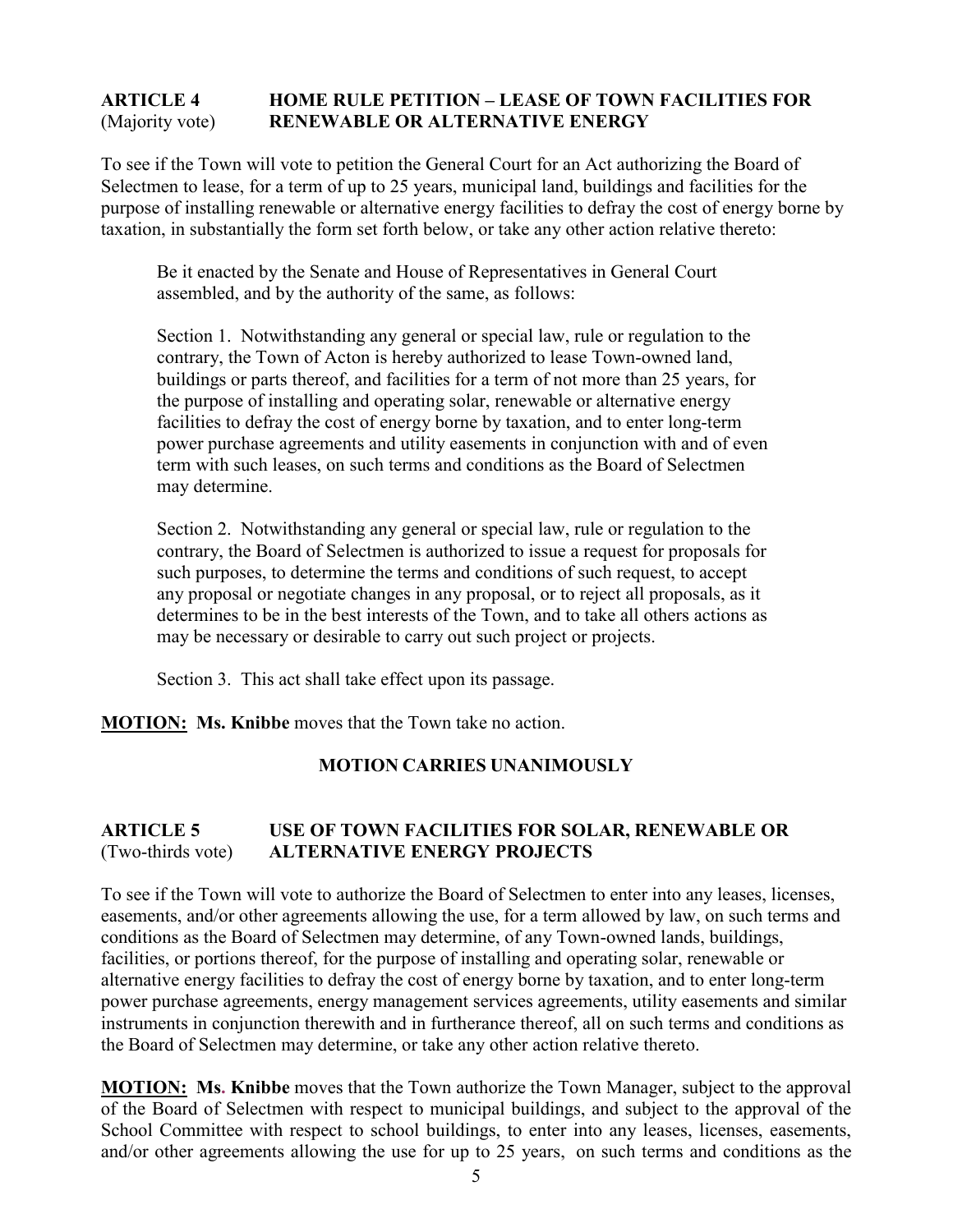**ARTICLE 4** (Majority vote) **HOME RULE PETITION – LEASE OF TOWN FACILITIES FOR RENEWABLE OR ALTERNATIVE ENERGY**

To see if the Town will vote to petition the General Court for an Act authorizing the Board of Selectmen to lease, for a term of up to 25 years, municipal land, buildings and facilities for the purpose of installing renewable or alternative energy facilities to defray the cost of energy borne by taxation, in substantially the form set forth below, or take any other action relative thereto:

> Be it enacted by the Senate and House of Representatives in General Court assembled, and by the authority of the same, as follows:
>
> Section 1. Notwithstanding any general or special law, rule or regulation to the contrary, the Town of Acton is hereby authorized to lease Town-owned land, buildings or parts thereof, and facilities for a term of not more than 25 years, for the purpose of installing and operating solar, renewable or alternative energy facilities to defray the cost of energy borne by taxation, and to enter long-term power purchase agreements and utility easements in conjunction with and of even term with such leases, on such terms and conditions as the Board of Selectmen may determine.
>
> Section 2. Notwithstanding any general or special law, rule or regulation to the contrary, the Board of Selectmen is authorized to issue a request for proposals for such purposes, to determine the terms and conditions of such request, to accept any proposal or negotiate changes in any proposal, or to reject all proposals, as it determines to be in the best interests of the Town, and to take all others actions as may be necessary or desirable to carry out such project or projects.
>
> Section 3. This act shall take effect upon its passage.

**MOTION: Ms. Knibbe** moves that the Town take no action.

**MOTION CARRIES UNANIMOUSLY**

**ARTICLE 5** (Two-thirds vote) **USE OF TOWN FACILITIES FOR SOLAR, RENEWABLE OR ALTERNATIVE ENERGY PROJECTS**

To see if the Town will vote to authorize the Board of Selectmen to enter into any leases, licenses, easements, and/or other agreements allowing the use, for a term allowed by law, on such terms and conditions as the Board of Selectmen may determine, of any Town-owned lands, buildings, facilities, or portions thereof, for the purpose of installing and operating solar, renewable or alternative energy facilities to defray the cost of energy borne by taxation, and to enter long-term power purchase agreements, energy management services agreements, utility easements and similar instruments in conjunction therewith and in furtherance thereof, all on such terms and conditions as the Board of Selectmen may determine, or take any other action relative thereto.

**MOTION: Ms. Knibbe** moves that the Town authorize the Town Manager, subject to the approval of the Board of Selectmen with respect to municipal buildings, and subject to the approval of the School Committee with respect to school buildings, to enter into any leases, licenses, easements, and/or other agreements allowing the use for up to 25 years, on such terms and conditions as the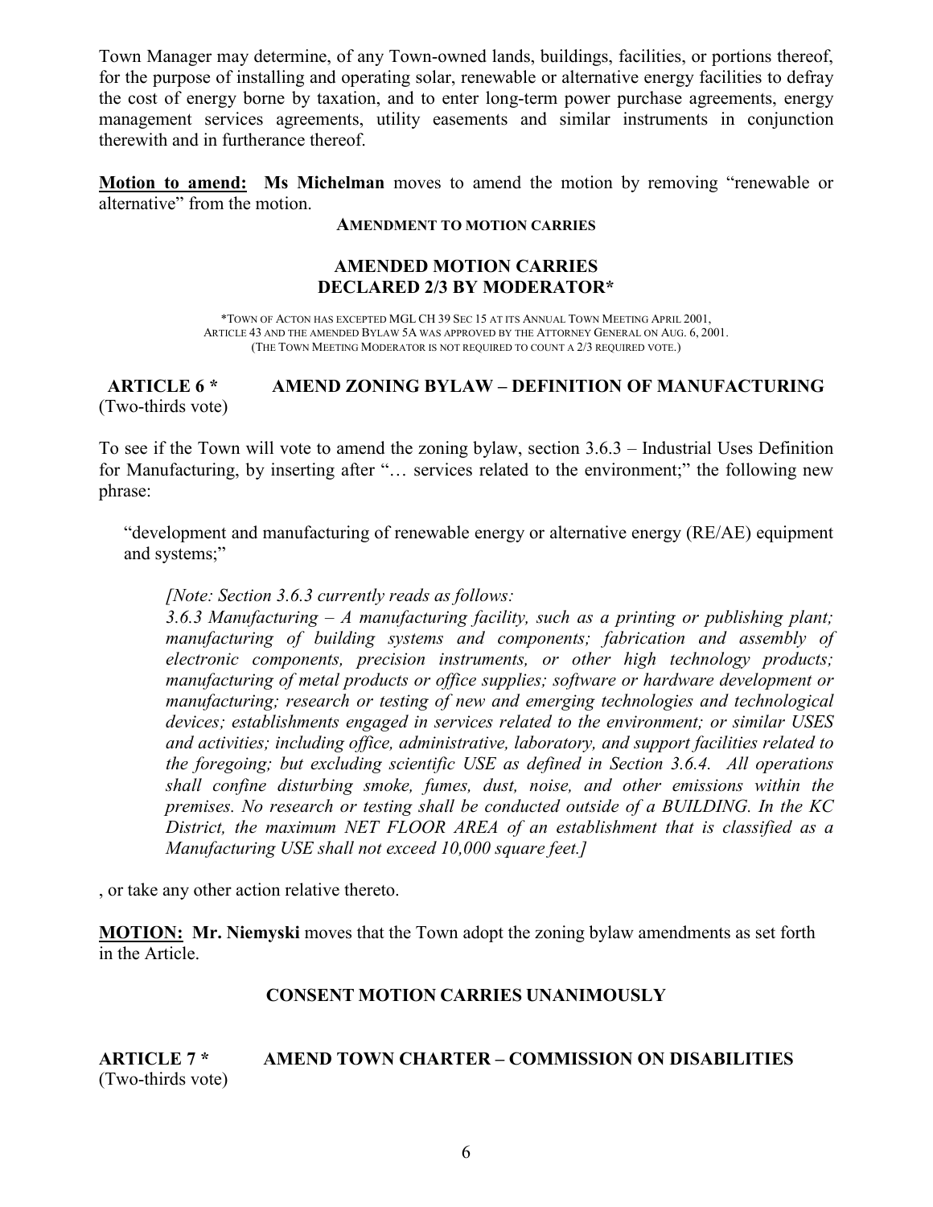Town Manager may determine, of any Town-owned lands, buildings, facilities, or portions thereof, for the purpose of installing and operating solar, renewable or alternative energy facilities to defray the cost of energy borne by taxation, and to enter long-term power purchase agreements, energy management services agreements, utility easements and similar instruments in conjunction therewith and in furtherance thereof.

**Motion to amend: Ms Michelman** moves to amend the motion by removing "renewable or alternative" from the motion.

**AMENDMENT TO MOTION CARRIES**

**AMENDED MOTION CARRIES**
**DECLARED 2/3 BY MODERATOR***

*TOWN OF ACTON HAS EXCEPTED MGL CH 39 SEC 15 AT ITS ANNUAL TOWN MEETING APRIL 2001, ARTICLE 43 AND THE AMENDED BYLAW 5A WAS APPROVED BY THE ATTORNEY GENERAL ON AUG. 6, 2001. (THE TOWN MEETING MODERATOR IS NOT REQUIRED TO COUNT A 2/3 REQUIRED VOTE.)

**ARTICLE 6 * AMEND ZONING BYLAW – DEFINITION OF MANUFACTURING**
(Two-thirds vote)

To see if the Town will vote to amend the zoning bylaw, section 3.6.3 – Industrial Uses Definition for Manufacturing, by inserting after "… services related to the environment;" the following new phrase:

"development and manufacturing of renewable energy or alternative energy (RE/AE) equipment and systems;"

*[Note: Section 3.6.3 currently reads as follows:*
*3.6.3 Manufacturing – A manufacturing facility, such as a printing or publishing plant; manufacturing of building systems and components; fabrication and assembly of electronic components, precision instruments, or other high technology products; manufacturing of metal products or office supplies; software or hardware development or manufacturing; research or testing of new and emerging technologies and technological devices; establishments engaged in services related to the environment; or similar USES and activities; including office, administrative, laboratory, and support facilities related to the foregoing; but excluding scientific USE as defined in Section 3.6.4. All operations shall confine disturbing smoke, fumes, dust, noise, and other emissions within the premises. No research or testing shall be conducted outside of a BUILDING. In the KC District, the maximum NET FLOOR AREA of an establishment that is classified as a Manufacturing USE shall not exceed 10,000 square feet.]*

, or take any other action relative thereto.

**MOTION: Mr. Niemyski** moves that the Town adopt the zoning bylaw amendments as set forth in the Article.

**CONSENT MOTION CARRIES UNANIMOUSLY**

**ARTICLE 7 * AMEND TOWN CHARTER – COMMISSION ON DISABILITIES**
(Two-thirds vote)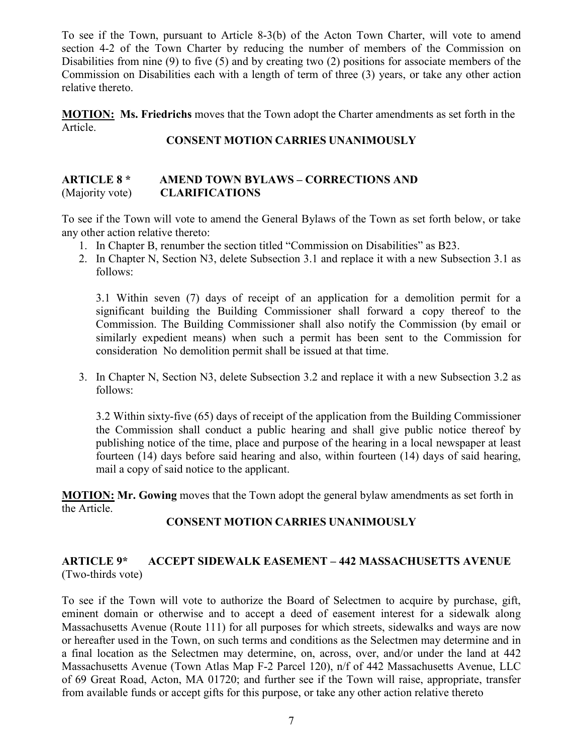To see if the Town, pursuant to Article 8-3(b) of the Acton Town Charter, will vote to amend section 4-2 of the Town Charter by reducing the number of members of the Commission on Disabilities from nine (9) to five (5) and by creating two (2) positions for associate members of the Commission on Disabilities each with a length of term of three (3) years, or take any other action relative thereto.

**MOTION: Ms. Friedrichs** moves that the Town adopt the Charter amendments as set forth in the Article.

**CONSENT MOTION CARRIES UNANIMOUSLY**

**ARTICLE 8 \*** **AMEND TOWN BYLAWS – CORRECTIONS AND CLARIFICATIONS**
(Majority vote)

To see if the Town will vote to amend the General Bylaws of the Town as set forth below, or take any other action relative thereto:

1. In Chapter B, renumber the section titled "Commission on Disabilities" as B23.
2. In Chapter N, Section N3, delete Subsection 3.1 and replace it with a new Subsection 3.1 as follows:

   3.1 Within seven (7) days of receipt of an application for a demolition permit for a significant building the Building Commissioner shall forward a copy thereof to the Commission. The Building Commissioner shall also notify the Commission (by email or similarly expedient means) when such a permit has been sent to the Commission for consideration No demolition permit shall be issued at that time.

3. In Chapter N, Section N3, delete Subsection 3.2 and replace it with a new Subsection 3.2 as follows:

   3.2 Within sixty-five (65) days of receipt of the application from the Building Commissioner the Commission shall conduct a public hearing and shall give public notice thereof by publishing notice of the time, place and purpose of the hearing in a local newspaper at least fourteen (14) days before said hearing and also, within fourteen (14) days of said hearing, mail a copy of said notice to the applicant.

**MOTION: Mr. Gowing** moves that the Town adopt the general bylaw amendments as set forth in the Article.

**CONSENT MOTION CARRIES UNANIMOUSLY**

**ARTICLE 9\*** **ACCEPT SIDEWALK EASEMENT – 442 MASSACHUSETTS AVENUE**
(Two-thirds vote)

To see if the Town will vote to authorize the Board of Selectmen to acquire by purchase, gift, eminent domain or otherwise and to accept a deed of easement interest for a sidewalk along Massachusetts Avenue (Route 111) for all purposes for which streets, sidewalks and ways are now or hereafter used in the Town, on such terms and conditions as the Selectmen may determine and in a final location as the Selectmen may determine, on, across, over, and/or under the land at 442 Massachusetts Avenue (Town Atlas Map F-2 Parcel 120), n/f of 442 Massachusetts Avenue, LLC of 69 Great Road, Acton, MA 01720; and further see if the Town will raise, appropriate, transfer from available funds or accept gifts for this purpose, or take any other action relative thereto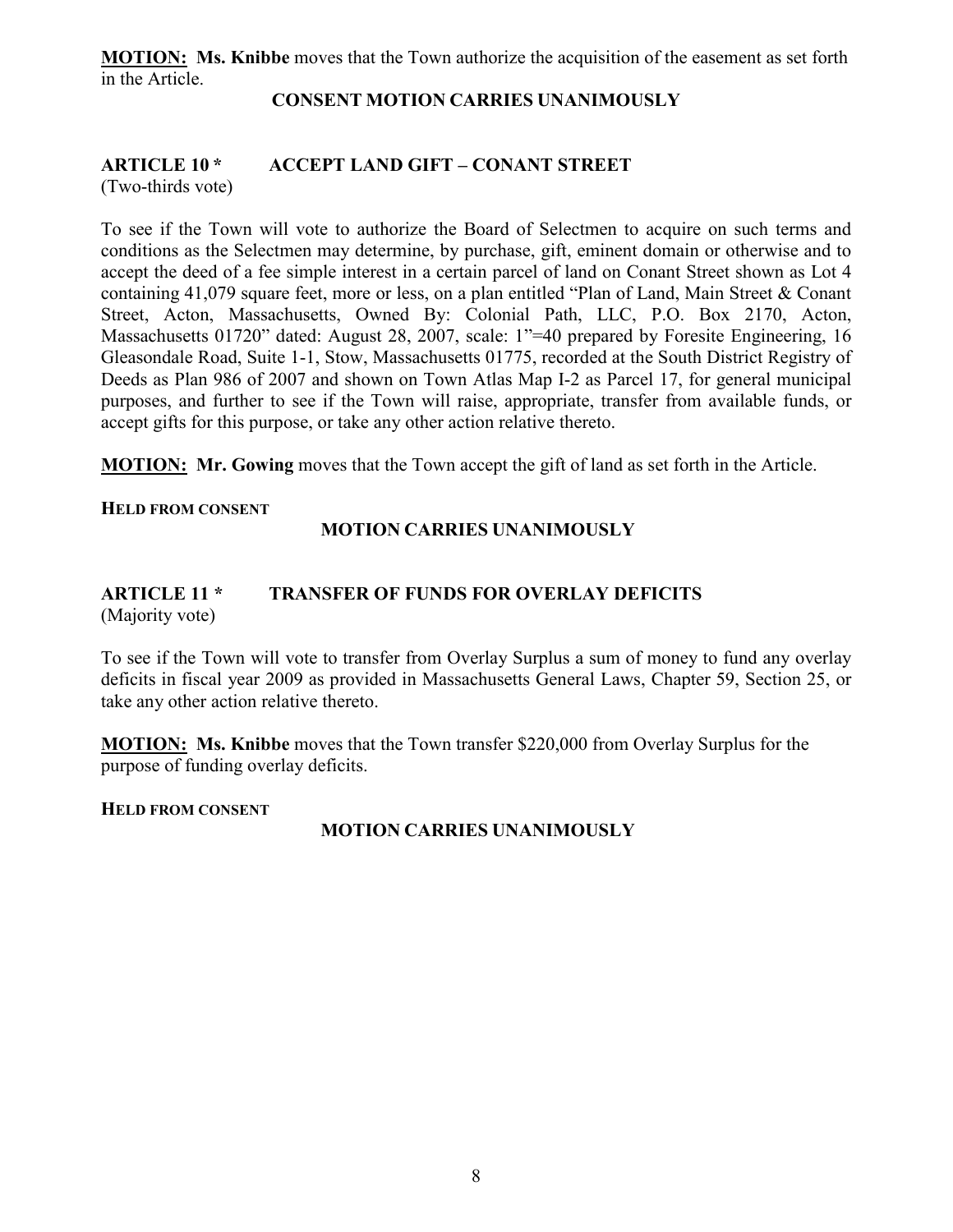**MOTION:** **Ms. Knibbe** moves that the Town authorize the acquisition of the easement as set forth in the Article.

**CONSENT MOTION CARRIES UNANIMOUSLY**

## ARTICLE 10 * ACCEPT LAND GIFT – CONANT STREET

(Two-thirds vote)

To see if the Town will vote to authorize the Board of Selectmen to acquire on such terms and conditions as the Selectmen may determine, by purchase, gift, eminent domain or otherwise and to accept the deed of a fee simple interest in a certain parcel of land on Conant Street shown as Lot 4 containing 41,079 square feet, more or less, on a plan entitled "Plan of Land, Main Street & Conant Street, Acton, Massachusetts, Owned By: Colonial Path, LLC, P.O. Box 2170, Acton, Massachusetts 01720" dated: August 28, 2007, scale: 1"=40 prepared by Foresite Engineering, 16 Gleasondale Road, Suite 1-1, Stow, Massachusetts 01775, recorded at the South District Registry of Deeds as Plan 986 of 2007 and shown on Town Atlas Map I-2 as Parcel 17, for general municipal purposes, and further to see if the Town will raise, appropriate, transfer from available funds, or accept gifts for this purpose, or take any other action relative thereto.

**MOTION:** **Mr. Gowing** moves that the Town accept the gift of land as set forth in the Article.

**HELD FROM CONSENT**

**MOTION CARRIES UNANIMOUSLY**

## ARTICLE 11 * TRANSFER OF FUNDS FOR OVERLAY DEFICITS

(Majority vote)

To see if the Town will vote to transfer from Overlay Surplus a sum of money to fund any overlay deficits in fiscal year 2009 as provided in Massachusetts General Laws, Chapter 59, Section 25, or take any other action relative thereto.

**MOTION:** **Ms. Knibbe** moves that the Town transfer $220,000 from Overlay Surplus for the purpose of funding overlay deficits.

**HELD FROM CONSENT**

**MOTION CARRIES UNANIMOUSLY**